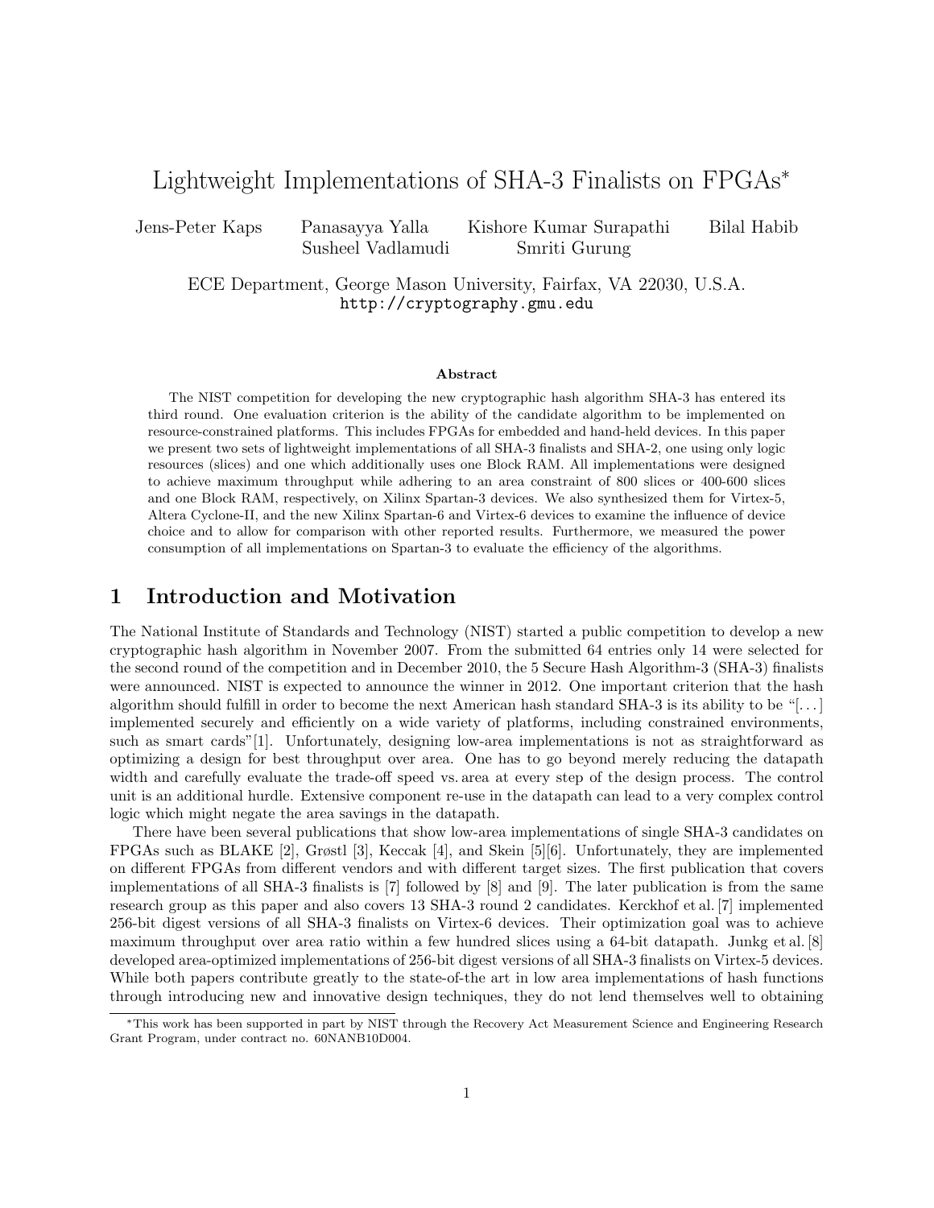# Lightweight Implementations of SHA-3 Finalists on FPGAs*

Jens-Peter Kaps  Panasayya Yalla  Kishore Kumar Surapathi  Bilal Habib
Susheel Vadlamudi  Smriti Gurung

ECE Department, George Mason University, Fairfax, VA 22030, U.S.A.
http://cryptography.gmu.edu

### Abstract

The NIST competition for developing the new cryptographic hash algorithm SHA-3 has entered its third round. One evaluation criterion is the ability of the candidate algorithm to be implemented on resource-constrained platforms. This includes FPGAs for embedded and hand-held devices. In this paper we present two sets of lightweight implementations of all SHA-3 finalists and SHA-2, one using only logic resources (slices) and one which additionally uses one Block RAM. All implementations were designed to achieve maximum throughput while adhering to an area constraint of 800 slices or 400-600 slices and one Block RAM, respectively, on Xilinx Spartan-3 devices. We also synthesized them for Virtex-5, Altera Cyclone-II, and the new Xilinx Spartan-6 and Virtex-6 devices to examine the influence of device choice and to allow for comparison with other reported results. Furthermore, we measured the power consumption of all implementations on Spartan-3 to evaluate the efficiency of the algorithms.

## 1 Introduction and Motivation

The National Institute of Standards and Technology (NIST) started a public competition to develop a new cryptographic hash algorithm in November 2007. From the submitted 64 entries only 14 were selected for the second round of the competition and in December 2010, the 5 Secure Hash Algorithm-3 (SHA-3) finalists were announced. NIST is expected to announce the winner in 2012. One important criterion that the hash algorithm should fulfill in order to become the next American hash standard SHA-3 is its ability to be "[...] implemented securely and efficiently on a wide variety of platforms, including constrained environments, such as smart cards"[1]. Unfortunately, designing low-area implementations is not as straightforward as optimizing a design for best throughput over area. One has to go beyond merely reducing the datapath width and carefully evaluate the trade-off speed vs. area at every step of the design process. The control unit is an additional hurdle. Extensive component re-use in the datapath can lead to a very complex control logic which might negate the area savings in the datapath.

There have been several publications that show low-area implementations of single SHA-3 candidates on FPGAs such as BLAKE [2], Grøstl [3], Keccak [4], and Skein [5][6]. Unfortunately, they are implemented on different FPGAs from different vendors and with different target sizes. The first publication that covers implementations of all SHA-3 finalists is [7] followed by [8] and [9]. The later publication is from the same research group as this paper and also covers 13 SHA-3 round 2 candidates. Kerckhof et al. [7] implemented 256-bit digest versions of all SHA-3 finalists on Virtex-6 devices. Their optimization goal was to achieve maximum throughput over area ratio within a few hundred slices using a 64-bit datapath. Junkg et al. [8] developed area-optimized implementations of 256-bit digest versions of all SHA-3 finalists on Virtex-5 devices. While both papers contribute greatly to the state-of-the art in low area implementations of hash functions through introducing new and innovative design techniques, they do not lend themselves well to obtaining

*This work has been supported in part by NIST through the Recovery Act Measurement Science and Engineering Research Grant Program, under contract no. 60NANB10D004.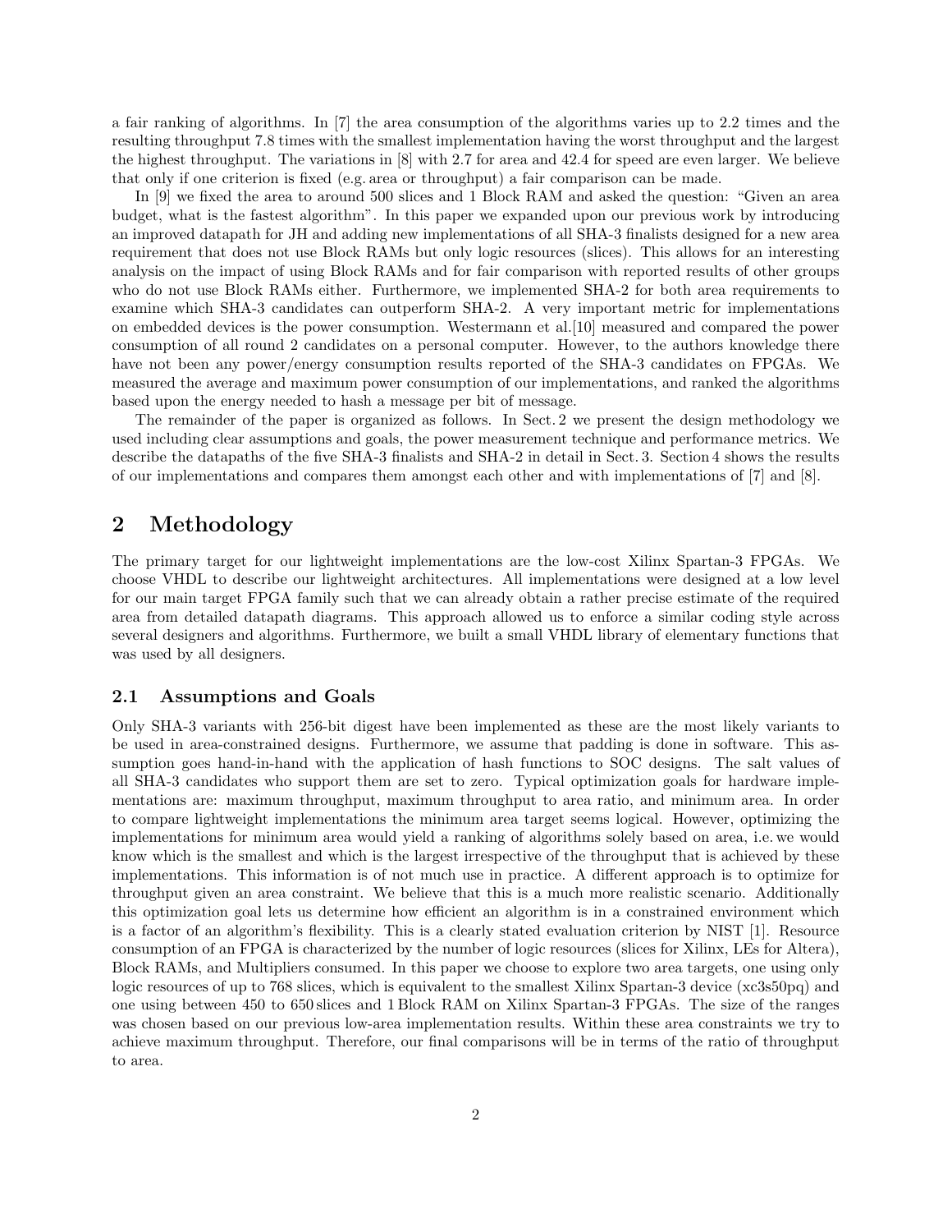a fair ranking of algorithms. In [7] the area consumption of the algorithms varies up to 2.2 times and the resulting throughput 7.8 times with the smallest implementation having the worst throughput and the largest the highest throughput. The variations in [8] with 2.7 for area and 42.4 for speed are even larger. We believe that only if one criterion is fixed (e.g. area or throughput) a fair comparison can be made.

In [9] we fixed the area to around 500 slices and 1 Block RAM and asked the question: "Given an area budget, what is the fastest algorithm". In this paper we expanded upon our previous work by introducing an improved datapath for JH and adding new implementations of all SHA-3 finalists designed for a new area requirement that does not use Block RAMs but only logic resources (slices). This allows for an interesting analysis on the impact of using Block RAMs and for fair comparison with reported results of other groups who do not use Block RAMs either. Furthermore, we implemented SHA-2 for both area requirements to examine which SHA-3 candidates can outperform SHA-2. A very important metric for implementations on embedded devices is the power consumption. Westermann et al.[10] measured and compared the power consumption of all round 2 candidates on a personal computer. However, to the authors knowledge there have not been any power/energy consumption results reported of the SHA-3 candidates on FPGAs. We measured the average and maximum power consumption of our implementations, and ranked the algorithms based upon the energy needed to hash a message per bit of message.

The remainder of the paper is organized as follows. In Sect. 2 we present the design methodology we used including clear assumptions and goals, the power measurement technique and performance metrics. We describe the datapaths of the five SHA-3 finalists and SHA-2 in detail in Sect. 3. Section 4 shows the results of our implementations and compares them amongst each other and with implementations of [7] and [8].

## 2 Methodology

The primary target for our lightweight implementations are the low-cost Xilinx Spartan-3 FPGAs. We choose VHDL to describe our lightweight architectures. All implementations were designed at a low level for our main target FPGA family such that we can already obtain a rather precise estimate of the required area from detailed datapath diagrams. This approach allowed us to enforce a similar coding style across several designers and algorithms. Furthermore, we built a small VHDL library of elementary functions that was used by all designers.

### 2.1 Assumptions and Goals

Only SHA-3 variants with 256-bit digest have been implemented as these are the most likely variants to be used in area-constrained designs. Furthermore, we assume that padding is done in software. This assumption goes hand-in-hand with the application of hash functions to SOC designs. The salt values of all SHA-3 candidates who support them are set to zero. Typical optimization goals for hardware implementations are: maximum throughput, maximum throughput to area ratio, and minimum area. In order to compare lightweight implementations the minimum area target seems logical. However, optimizing the implementations for minimum area would yield a ranking of algorithms solely based on area, i.e. we would know which is the smallest and which is the largest irrespective of the throughput that is achieved by these implementations. This information is of not much use in practice. A different approach is to optimize for throughput given an area constraint. We believe that this is a much more realistic scenario. Additionally this optimization goal lets us determine how efficient an algorithm is in a constrained environment which is a factor of an algorithm's flexibility. This is a clearly stated evaluation criterion by NIST [1]. Resource consumption of an FPGA is characterized by the number of logic resources (slices for Xilinx, LEs for Altera), Block RAMs, and Multipliers consumed. In this paper we choose to explore two area targets, one using only logic resources of up to 768 slices, which is equivalent to the smallest Xilinx Spartan-3 device (xc3s50pq) and one using between 450 to 650 slices and 1 Block RAM on Xilinx Spartan-3 FPGAs. The size of the ranges was chosen based on our previous low-area implementation results. Within these area constraints we try to achieve maximum throughput. Therefore, our final comparisons will be in terms of the ratio of throughput to area.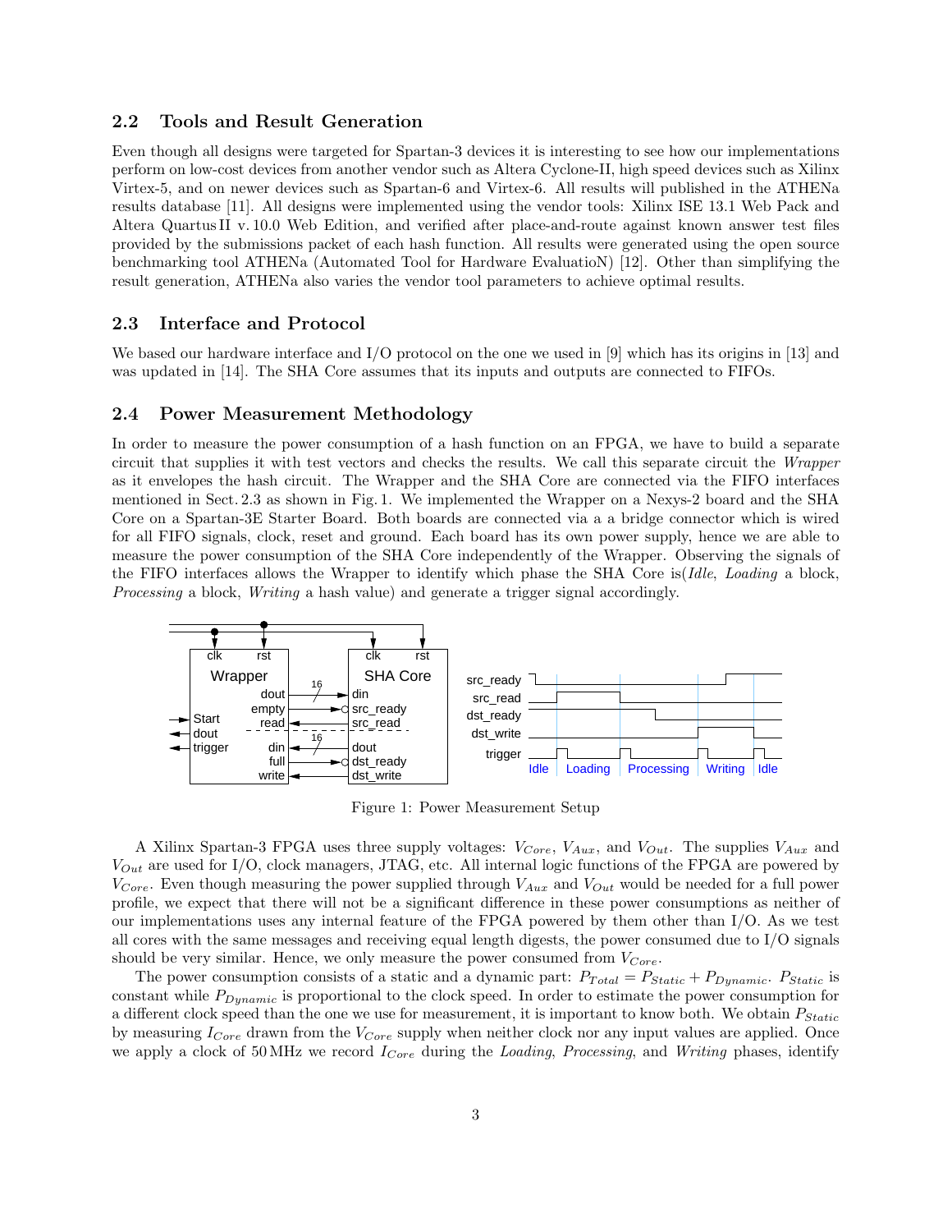## 2.2 Tools and Result Generation

Even though all designs were targeted for Spartan-3 devices it is interesting to see how our implementations perform on low-cost devices from another vendor such as Altera Cyclone-II, high speed devices such as Xilinx Virtex-5, and on newer devices such as Spartan-6 and Virtex-6. All results will published in the ATHENa results database [11]. All designs were implemented using the vendor tools: Xilinx ISE 13.1 Web Pack and Altera Quartus II v. 10.0 Web Edition, and verified after place-and-route against known answer test files provided by the submissions packet of each hash function. All results were generated using the open source benchmarking tool ATHENa (Automated Tool for Hardware EvaluatioN) [12]. Other than simplifying the result generation, ATHENa also varies the vendor tool parameters to achieve optimal results.

## 2.3 Interface and Protocol

We based our hardware interface and I/O protocol on the one we used in [9] which has its origins in [13] and was updated in [14]. The SHA Core assumes that its inputs and outputs are connected to FIFOs.

## 2.4 Power Measurement Methodology

In order to measure the power consumption of a hash function on an FPGA, we have to build a separate circuit that supplies it with test vectors and checks the results. We call this separate circuit the *Wrapper* as it envelopes the hash circuit. The Wrapper and the SHA Core are connected via the FIFO interfaces mentioned in Sect. 2.3 as shown in Fig. 1. We implemented the Wrapper on a Nexys-2 board and the SHA Core on a Spartan-3E Starter Board. Both boards are connected via a a bridge connector which is wired for all FIFO signals, clock, reset and ground. Each board has its own power supply, hence we are able to measure the power consumption of the SHA Core independently of the Wrapper. Observing the signals of the FIFO interfaces allows the Wrapper to identify which phase the SHA Core is(*Idle*, *Loading* a block, *Processing* a block, *Writing* a hash value) and generate a trigger signal accordingly.

Figure 1: Power Measurement Setup

A Xilinx Spartan-3 FPGA uses three supply voltages: $V_{Core}$, $V_{Aux}$, and $V_{Out}$. The supplies $V_{Aux}$ and $V_{Out}$ are used for I/O, clock managers, JTAG, etc. All internal logic functions of the FPGA are powered by $V_{Core}$. Even though measuring the power supplied through $V_{Aux}$ and $V_{Out}$ would be needed for a full power profile, we expect that there will not be a significant difference in these power consumptions as neither of our implementations uses any internal feature of the FPGA powered by them other than I/O. As we test all cores with the same messages and receiving equal length digests, the power consumed due to I/O signals should be very similar. Hence, we only measure the power consumed from $V_{Core}$.

The power consumption consists of a static and a dynamic part: $P_{Total} = P_{Static} + P_{Dynamic}$. $P_{Static}$ is constant while $P_{Dynamic}$ is proportional to the clock speed. In order to estimate the power consumption for a different clock speed than the one we use for measurement, it is important to know both. We obtain $P_{Static}$ by measuring $I_{Core}$ drawn from the $V_{Core}$ supply when neither clock nor any input values are applied. Once we apply a clock of 50 MHz we record $I_{Core}$ during the *Loading*, *Processing*, and *Writing* phases, identify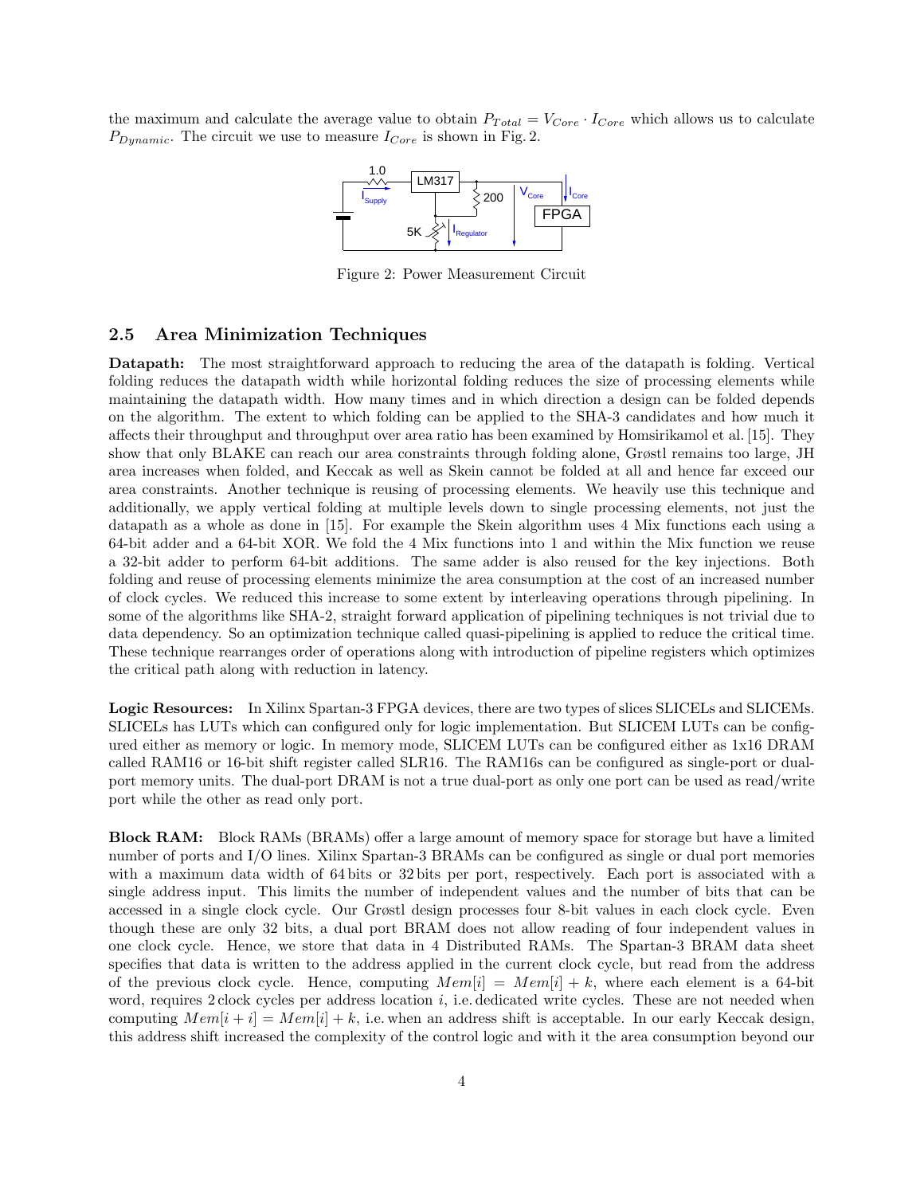the maximum and calculate the average value to obtain $P_{Total} = V_{Core} \cdot I_{Core}$ which allows us to calculate $P_{Dynamic}$. The circuit we use to measure $I_{Core}$ is shown in Fig. 2.

Figure 2: Power Measurement Circuit

### 2.5 Area Minimization Techniques

**Datapath:** The most straightforward approach to reducing the area of the datapath is folding. Vertical folding reduces the datapath width while horizontal folding reduces the size of processing elements while maintaining the datapath width. How many times and in which direction a design can be folded depends on the algorithm. The extent to which folding can be applied to the SHA-3 candidates and how much it affects their throughput and throughput over area ratio has been examined by Homsirikamol et al. [15]. They show that only BLAKE can reach our area constraints through folding alone, Grøstl remains too large, JH area increases when folded, and Keccak as well as Skein cannot be folded at all and hence far exceed our area constraints. Another technique is reusing of processing elements. We heavily use this technique and additionally, we apply vertical folding at multiple levels down to single processing elements, not just the datapath as a whole as done in [15]. For example the Skein algorithm uses 4 Mix functions each using a 64-bit adder and a 64-bit XOR. We fold the 4 Mix functions into 1 and within the Mix function we reuse a 32-bit adder to perform 64-bit additions. The same adder is also reused for the key injections. Both folding and reuse of processing elements minimize the area consumption at the cost of an increased number of clock cycles. We reduced this increase to some extent by interleaving operations through pipelining. In some of the algorithms like SHA-2, straight forward application of pipelining techniques is not trivial due to data dependency. So an optimization technique called quasi-pipelining is applied to reduce the critical time. These technique rearranges order of operations along with introduction of pipeline registers which optimizes the critical path along with reduction in latency.

**Logic Resources:** In Xilinx Spartan-3 FPGA devices, there are two types of slices SLICELs and SLICEMs. SLICELs has LUTs which can configured only for logic implementation. But SLICEM LUTs can be configured either as memory or logic. In memory mode, SLICEM LUTs can be configured either as 1x16 DRAM called RAM16 or 16-bit shift register called SLR16. The RAM16s can be configured as single-port or dual-port memory units. The dual-port DRAM is not a true dual-port as only one port can be used as read/write port while the other as read only port.

**Block RAM:** Block RAMs (BRAMs) offer a large amount of memory space for storage but have a limited number of ports and I/O lines. Xilinx Spartan-3 BRAMs can be configured as single or dual port memories with a maximum data width of 64 bits or 32 bits per port, respectively. Each port is associated with a single address input. This limits the number of independent values and the number of bits that can be accessed in a single clock cycle. Our Grøstl design processes four 8-bit values in each clock cycle. Even though these are only 32 bits, a dual port BRAM does not allow reading of four independent values in one clock cycle. Hence, we store that data in 4 Distributed RAMs. The Spartan-3 BRAM data sheet specifies that data is written to the address applied in the current clock cycle, but read from the address of the previous clock cycle. Hence, computing $Mem[i] = Mem[i] + k$, where each element is a 64-bit word, requires 2 clock cycles per address location $i$, i.e. dedicated write cycles. These are not needed when computing $Mem[i + i] = Mem[i] + k$, i.e. when an address shift is acceptable. In our early Keccak design, this address shift increased the complexity of the control logic and with it the area consumption beyond our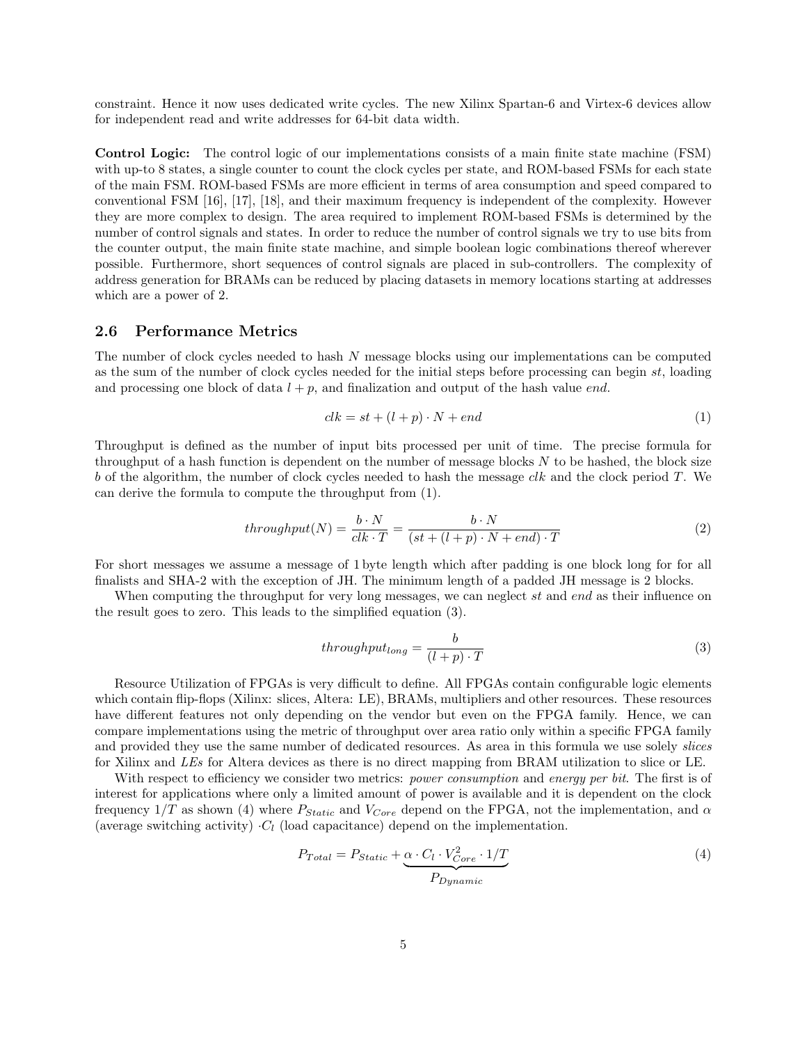constraint. Hence it now uses dedicated write cycles. The new Xilinx Spartan-6 and Virtex-6 devices allow for independent read and write addresses for 64-bit data width.

**Control Logic:** The control logic of our implementations consists of a main finite state machine (FSM) with up-to 8 states, a single counter to count the clock cycles per state, and ROM-based FSMs for each state of the main FSM. ROM-based FSMs are more efficient in terms of area consumption and speed compared to conventional FSM [16], [17], [18], and their maximum frequency is independent of the complexity. However they are more complex to design. The area required to implement ROM-based FSMs is determined by the number of control signals and states. In order to reduce the number of control signals we try to use bits from the counter output, the main finite state machine, and simple boolean logic combinations thereof wherever possible. Furthermore, short sequences of control signals are placed in sub-controllers. The complexity of address generation for BRAMs can be reduced by placing datasets in memory locations starting at addresses which are a power of 2.

## 2.6 Performance Metrics

The number of clock cycles needed to hash $N$ message blocks using our implementations can be computed as the sum of the number of clock cycles needed for the initial steps before processing can begin $st$, loading and processing one block of data $l + p$, and finalization and output of the hash value $end$.

$$clk = st + (l + p) \cdot N + end \tag{1}$$

Throughput is defined as the number of input bits processed per unit of time. The precise formula for throughput of a hash function is dependent on the number of message blocks $N$ to be hashed, the block size $b$ of the algorithm, the number of clock cycles needed to hash the message $clk$ and the clock period $T$. We can derive the formula to compute the throughput from (1).

$$throughput(N) = \frac{b \cdot N}{clk \cdot T} = \frac{b \cdot N}{(st + (l + p) \cdot N + end) \cdot T} \tag{2}$$

For short messages we assume a message of 1 byte length which after padding is one block long for for all finalists and SHA-2 with the exception of JH. The minimum length of a padded JH message is 2 blocks.

When computing the throughput for very long messages, we can neglect $st$ and $end$ as their influence on the result goes to zero. This leads to the simplified equation (3).

$$throughput_{long} = \frac{b}{(l + p) \cdot T} \tag{3}$$

Resource Utilization of FPGAs is very difficult to define. All FPGAs contain configurable logic elements which contain flip-flops (Xilinx: slices, Altera: LE), BRAMs, multipliers and other resources. These resources have different features not only depending on the vendor but even on the FPGA family. Hence, we can compare implementations using the metric of throughput over area ratio only within a specific FPGA family and provided they use the same number of dedicated resources. As area in this formula we use solely *slices* for Xilinx and *LEs* for Altera devices as there is no direct mapping from BRAM utilization to slice or LE.

With respect to efficiency we consider two metrics: *power consumption* and *energy per bit*. The first is of interest for applications where only a limited amount of power is available and it is dependent on the clock frequency $1/T$ as shown (4) where $P_{Static}$ and $V_{Core}$ depend on the FPGA, not the implementation, and $\alpha$ (average switching activity) $\cdot C_l$ (load capacitance) depend on the implementation.

$$P_{Total} = P_{Static} + \underbrace{\alpha \cdot C_l \cdot V_{Core}^2 \cdot 1/T}_{P_{Dynamic}} \tag{4}$$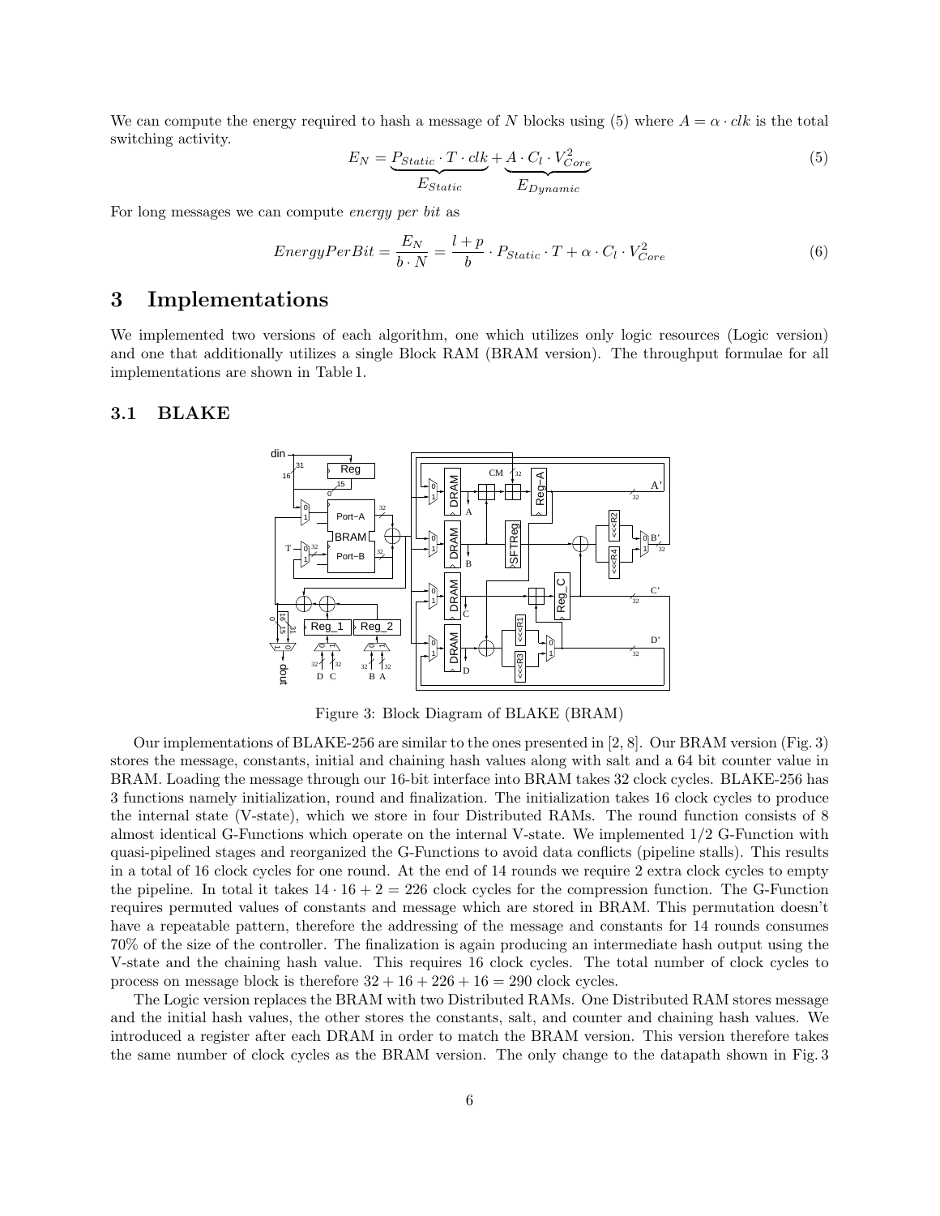We can compute the energy required to hash a message of $N$ blocks using (5) where $A = \alpha \cdot clk$ is the total switching activity.

$$E_N = \underbrace{P_{Static} \cdot T \cdot clk}_{E_{Static}} + \underbrace{A \cdot C_l \cdot V_{Core}^2}_{E_{Dynamic}} \tag{5}$$

For long messages we can compute *energy per bit* as

$$EnergyPerBit = \frac{E_N}{b \cdot N} = \frac{l+p}{b} \cdot P_{Static} \cdot T + \alpha \cdot C_l \cdot V_{Core}^2 \tag{6}$$

# 3 Implementations

We implemented two versions of each algorithm, one which utilizes only logic resources (Logic version) and one that additionally utilizes a single Block RAM (BRAM version). The throughput formulae for all implementations are shown in Table 1.

## 3.1 BLAKE

Figure 3: Block Diagram of BLAKE (BRAM)

Our implementations of BLAKE-256 are similar to the ones presented in [2, 8]. Our BRAM version (Fig. 3) stores the message, constants, initial and chaining hash values along with salt and a 64 bit counter value in BRAM. Loading the message through our 16-bit interface into BRAM takes 32 clock cycles. BLAKE-256 has 3 functions namely initialization, round and finalization. The initialization takes 16 clock cycles to produce the internal state (V-state), which we store in four Distributed RAMs. The round function consists of 8 almost identical G-Functions which operate on the internal V-state. We implemented 1/2 G-Function with quasi-pipelined stages and reorganized the G-Functions to avoid data conflicts (pipeline stalls). This results in a total of 16 clock cycles for one round. At the end of 14 rounds we require 2 extra clock cycles to empty the pipeline. In total it takes $14 \cdot 16 + 2 = 226$ clock cycles for the compression function. The G-Function requires permuted values of constants and message which are stored in BRAM. This permutation doesn't have a repeatable pattern, therefore the addressing of the message and constants for 14 rounds consumes 70% of the size of the controller. The finalization is again producing an intermediate hash output using the V-state and the chaining hash value. This requires 16 clock cycles. The total number of clock cycles to process on message block is therefore $32 + 16 + 226 + 16 = 290$ clock cycles.

The Logic version replaces the BRAM with two Distributed RAMs. One Distributed RAM stores message and the initial hash values, the other stores the constants, salt, and counter and chaining hash values. We introduced a register after each DRAM in order to match the BRAM version. This version therefore takes the same number of clock cycles as the BRAM version. The only change to the datapath shown in Fig. 3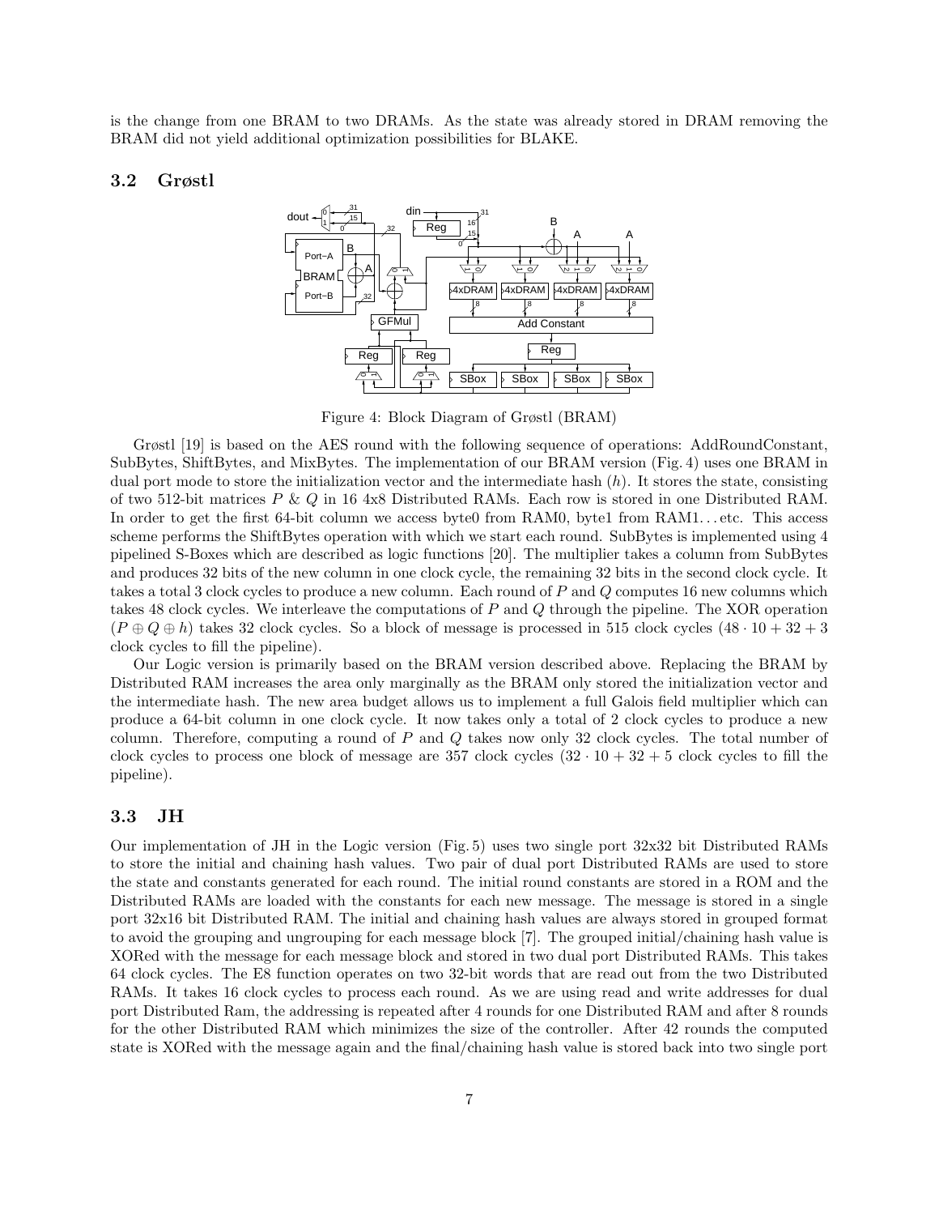is the change from one BRAM to two DRAMs. As the state was already stored in DRAM removing the BRAM did not yield additional optimization possibilities for BLAKE.

### 3.2 Grøstl

Figure 4: Block Diagram of Grøstl (BRAM)

Grøstl [19] is based on the AES round with the following sequence of operations: AddRoundConstant, SubBytes, ShiftBytes, and MixBytes. The implementation of our BRAM version (Fig. 4) uses one BRAM in dual port mode to store the initialization vector and the intermediate hash ($h$). It stores the state, consisting of two 512-bit matrices $P$ & $Q$ in 16 4x8 Distributed RAMs. Each row is stored in one Distributed RAM. In order to get the first 64-bit column we access byte0 from RAM0, byte1 from RAM1…etc. This access scheme performs the ShiftBytes operation with which we start each round. SubBytes is implemented using 4 pipelined S-Boxes which are described as logic functions [20]. The multiplier takes a column from SubBytes and produces 32 bits of the new column in one clock cycle, the remaining 32 bits in the second clock cycle. It takes a total 3 clock cycles to produce a new column. Each round of $P$ and $Q$ computes 16 new columns which takes 48 clock cycles. We interleave the computations of $P$ and $Q$ through the pipeline. The XOR operation ($P \oplus Q \oplus h$) takes 32 clock cycles. So a block of message is processed in 515 clock cycles ($48 \cdot 10 + 32 + 3$ clock cycles to fill the pipeline).

Our Logic version is primarily based on the BRAM version described above. Replacing the BRAM by Distributed RAM increases the area only marginally as the BRAM only stored the initialization vector and the intermediate hash. The new area budget allows us to implement a full Galois field multiplier which can produce a 64-bit column in one clock cycle. It now takes only a total of 2 clock cycles to produce a new column. Therefore, computing a round of $P$ and $Q$ takes now only 32 clock cycles. The total number of clock cycles to process one block of message are 357 clock cycles ($32 \cdot 10 + 32 + 5$ clock cycles to fill the pipeline).

### 3.3 JH

Our implementation of JH in the Logic version (Fig. 5) uses two single port 32x32 bit Distributed RAMs to store the initial and chaining hash values. Two pair of dual port Distributed RAMs are used to store the state and constants generated for each round. The initial round constants are stored in a ROM and the Distributed RAMs are loaded with the constants for each new message. The message is stored in a single port 32x16 bit Distributed RAM. The initial and chaining hash values are always stored in grouped format to avoid the grouping and ungrouping for each message block [7]. The grouped initial/chaining hash value is XORed with the message for each message block and stored in two dual port Distributed RAMs. This takes 64 clock cycles. The E8 function operates on two 32-bit words that are read out from the two Distributed RAMs. It takes 16 clock cycles to process each round. As we are using read and write addresses for dual port Distributed Ram, the addressing is repeated after 4 rounds for one Distributed RAM and after 8 rounds for the other Distributed RAM which minimizes the size of the controller. After 42 rounds the computed state is XORed with the message again and the final/chaining hash value is stored back into two single port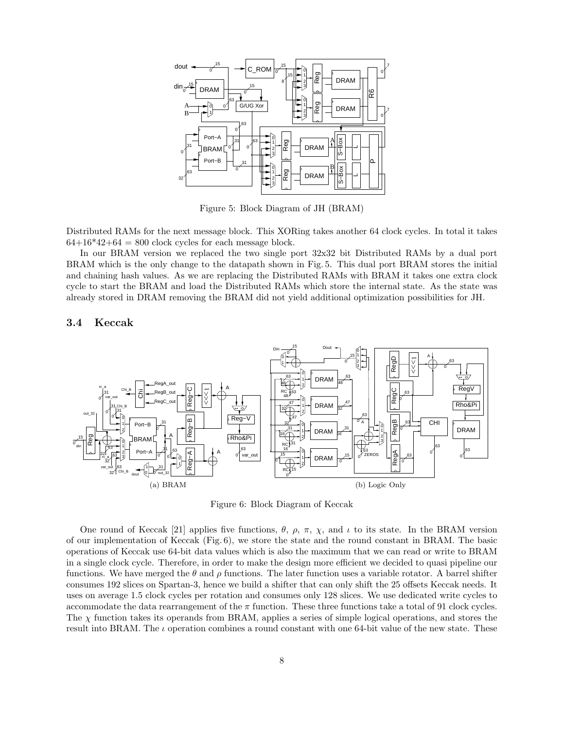Figure 5: Block Diagram of JH (BRAM)

Distributed RAMs for the next message block. This XORing takes another 64 clock cycles. In total it takes $64+16*42+64 = 800$ clock cycles for each message block.

In our BRAM version we replaced the two single port 32x32 bit Distributed RAMs by a dual port BRAM which is the only change to the datapath shown in Fig. 5. This dual port BRAM stores the initial and chaining hash values. As we are replacing the Distributed RAMs with BRAM it takes one extra clock cycle to start the BRAM and load the Distributed RAMs which store the internal state. As the state was already stored in DRAM removing the BRAM did not yield additional optimization possibilities for JH.

### 3.4 Keccak

(a) BRAM

(b) Logic Only

Figure 6: Block Diagram of Keccak

One round of Keccak [21] applies five functions, $\theta$, $\rho$, $\pi$, $\chi$, and $\iota$ to its state. In the BRAM version of our implementation of Keccak (Fig. 6), we store the state and the round constant in BRAM. The basic operations of Keccak use 64-bit data values which is also the maximum that we can read or write to BRAM in a single clock cycle. Therefore, in order to make the design more efficient we decided to quasi pipeline our functions. We have merged the $\theta$ and $\rho$ functions. The later function uses a variable rotator. A barrel shifter consumes 192 slices on Spartan-3, hence we build a shifter that can only shift the 25 offsets Keccak needs. It uses on average 1.5 clock cycles per rotation and consumes only 128 slices. We use dedicated write cycles to accommodate the data rearrangement of the $\pi$ function. These three functions take a total of 91 clock cycles. The $\chi$ function takes its operands from BRAM, applies a series of simple logical operations, and stores the result into BRAM. The $\iota$ operation combines a round constant with one 64-bit value of the new state. These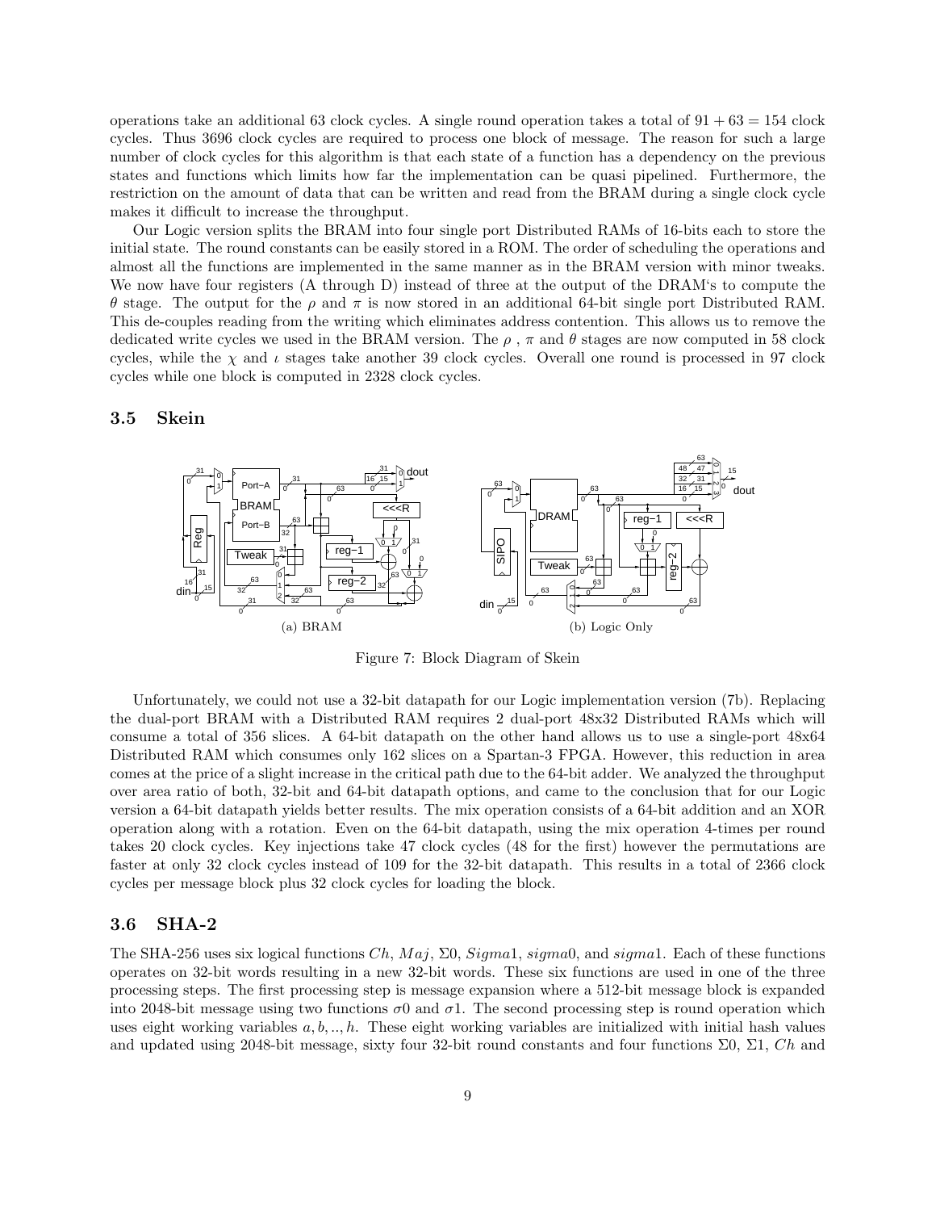operations take an additional 63 clock cycles. A single round operation takes a total of $91 + 63 = 154$ clock cycles. Thus 3696 clock cycles are required to process one block of message. The reason for such a large number of clock cycles for this algorithm is that each state of a function has a dependency on the previous states and functions which limits how far the implementation can be quasi pipelined. Furthermore, the restriction on the amount of data that can be written and read from the BRAM during a single clock cycle makes it difficult to increase the throughput.

Our Logic version splits the BRAM into four single port Distributed RAMs of 16-bits each to store the initial state. The round constants can be easily stored in a ROM. The order of scheduling the operations and almost all the functions are implemented in the same manner as in the BRAM version with minor tweaks. We now have four registers (A through D) instead of three at the output of the DRAM's to compute the $\theta$ stage. The output for the $\rho$ and $\pi$ is now stored in an additional 64-bit single port Distributed RAM. This de-couples reading from the writing which eliminates address contention. This allows us to remove the dedicated write cycles we used in the BRAM version. The $\rho$ , $\pi$ and $\theta$ stages are now computed in 58 clock cycles, while the $\chi$ and $\iota$ stages take another 39 clock cycles. Overall one round is processed in 97 clock cycles while one block is computed in 2328 clock cycles.

### 3.5 Skein

(a) BRAM

(b) Logic Only

Figure 7: Block Diagram of Skein

Unfortunately, we could not use a 32-bit datapath for our Logic implementation version (7b). Replacing the dual-port BRAM with a Distributed RAM requires 2 dual-port 48x32 Distributed RAMs which will consume a total of 356 slices. A 64-bit datapath on the other hand allows us to use a single-port 48x64 Distributed RAM which consumes only 162 slices on a Spartan-3 FPGA. However, this reduction in area comes at the price of a slight increase in the critical path due to the 64-bit adder. We analyzed the throughput over area ratio of both, 32-bit and 64-bit datapath options, and came to the conclusion that for our Logic version a 64-bit datapath yields better results. The mix operation consists of a 64-bit addition and an XOR operation along with a rotation. Even on the 64-bit datapath, using the mix operation 4-times per round takes 20 clock cycles. Key injections take 47 clock cycles (48 for the first) however the permutations are faster at only 32 clock cycles instead of 109 for the 32-bit datapath. This results in a total of 2366 clock cycles per message block plus 32 clock cycles for loading the block.

### 3.6 SHA-2

The SHA-256 uses six logical functions $Ch$, $Maj$, $\Sigma0$, $Sigma1$, $sigma0$, and $sigma1$. Each of these functions operates on 32-bit words resulting in a new 32-bit words. These six functions are used in one of the three processing steps. The first processing step is message expansion where a 512-bit message block is expanded into 2048-bit message using two functions $\sigma0$ and $\sigma1$. The second processing step is round operation which uses eight working variables $a, b, .., h$. These eight working variables are initialized with initial hash values and updated using 2048-bit message, sixty four 32-bit round constants and four functions $\Sigma0$, $\Sigma1$, $Ch$ and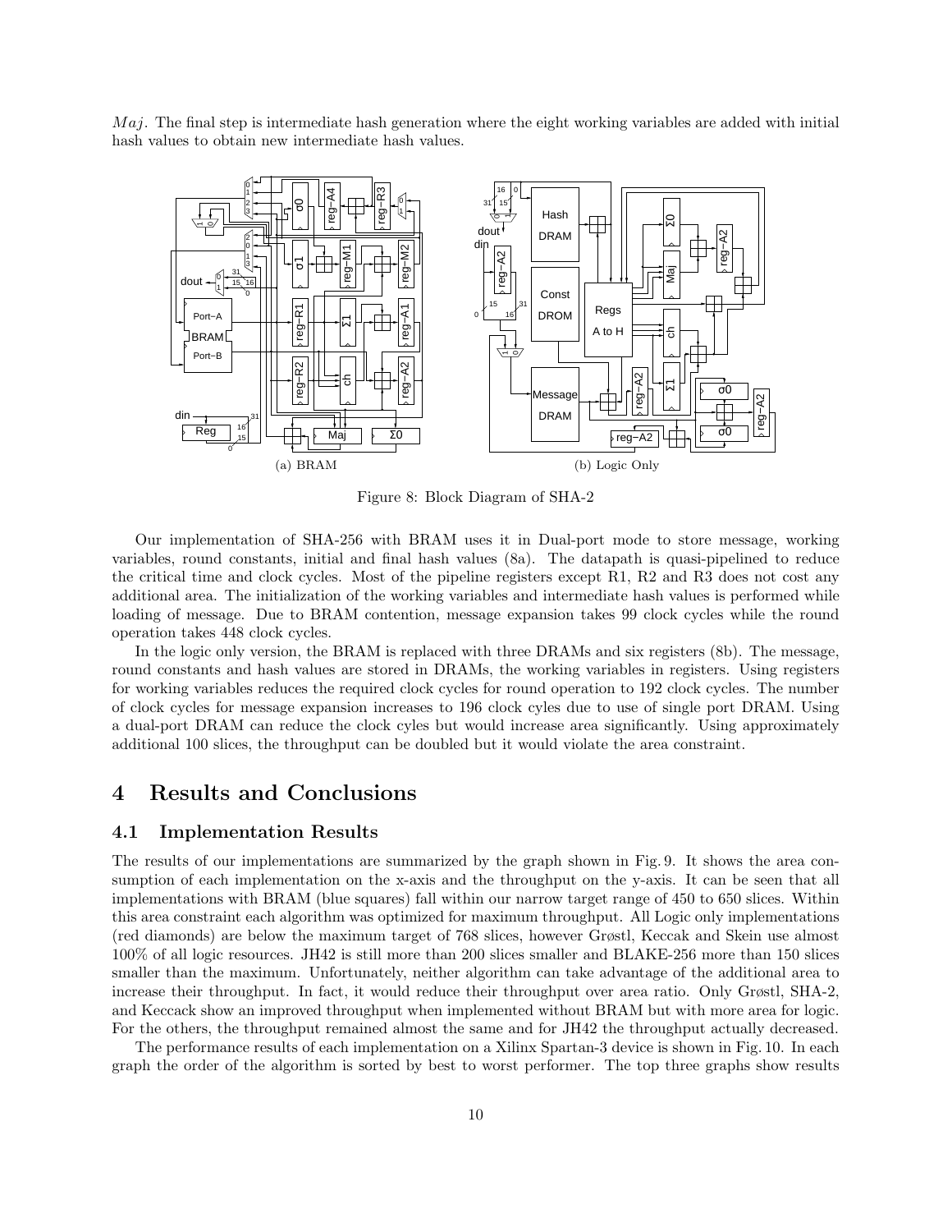$Maj$. The final step is intermediate hash generation where the eight working variables are added with initial hash values to obtain new intermediate hash values.

(a) BRAM

(b) Logic Only

Figure 8: Block Diagram of SHA-2

Our implementation of SHA-256 with BRAM uses it in Dual-port mode to store message, working variables, round constants, initial and final hash values (8a). The datapath is quasi-pipelined to reduce the critical time and clock cycles. Most of the pipeline registers except R1, R2 and R3 does not cost any additional area. The initialization of the working variables and intermediate hash values is performed while loading of message. Due to BRAM contention, message expansion takes 99 clock cycles while the round operation takes 448 clock cycles.

In the logic only version, the BRAM is replaced with three DRAMs and six registers (8b). The message, round constants and hash values are stored in DRAMs, the working variables in registers. Using registers for working variables reduces the required clock cycles for round operation to 192 clock cycles. The number of clock cycles for message expansion increases to 196 clock cyles due to use of single port DRAM. Using a dual-port DRAM can reduce the clock cyles but would increase area significantly. Using approximately additional 100 slices, the throughput can be doubled but it would violate the area constraint.

# 4 Results and Conclusions

## 4.1 Implementation Results

The results of our implementations are summarized by the graph shown in Fig. 9. It shows the area consumption of each implementation on the x-axis and the throughput on the y-axis. It can be seen that all implementations with BRAM (blue squares) fall within our narrow target range of 450 to 650 slices. Within this area constraint each algorithm was optimized for maximum throughput. All Logic only implementations (red diamonds) are below the maximum target of 768 slices, however Grøstl, Keccak and Skein use almost 100% of all logic resources. JH42 is still more than 200 slices smaller and BLAKE-256 more than 150 slices smaller than the maximum. Unfortunately, neither algorithm can take advantage of the additional area to increase their throughput. In fact, it would reduce their throughput over area ratio. Only Grøstl, SHA-2, and Keccack show an improved throughput when implemented without BRAM but with more area for logic. For the others, the throughput remained almost the same and for JH42 the throughput actually decreased.

The performance results of each implementation on a Xilinx Spartan-3 device is shown in Fig. 10. In each graph the order of the algorithm is sorted by best to worst performer. The top three graphs show results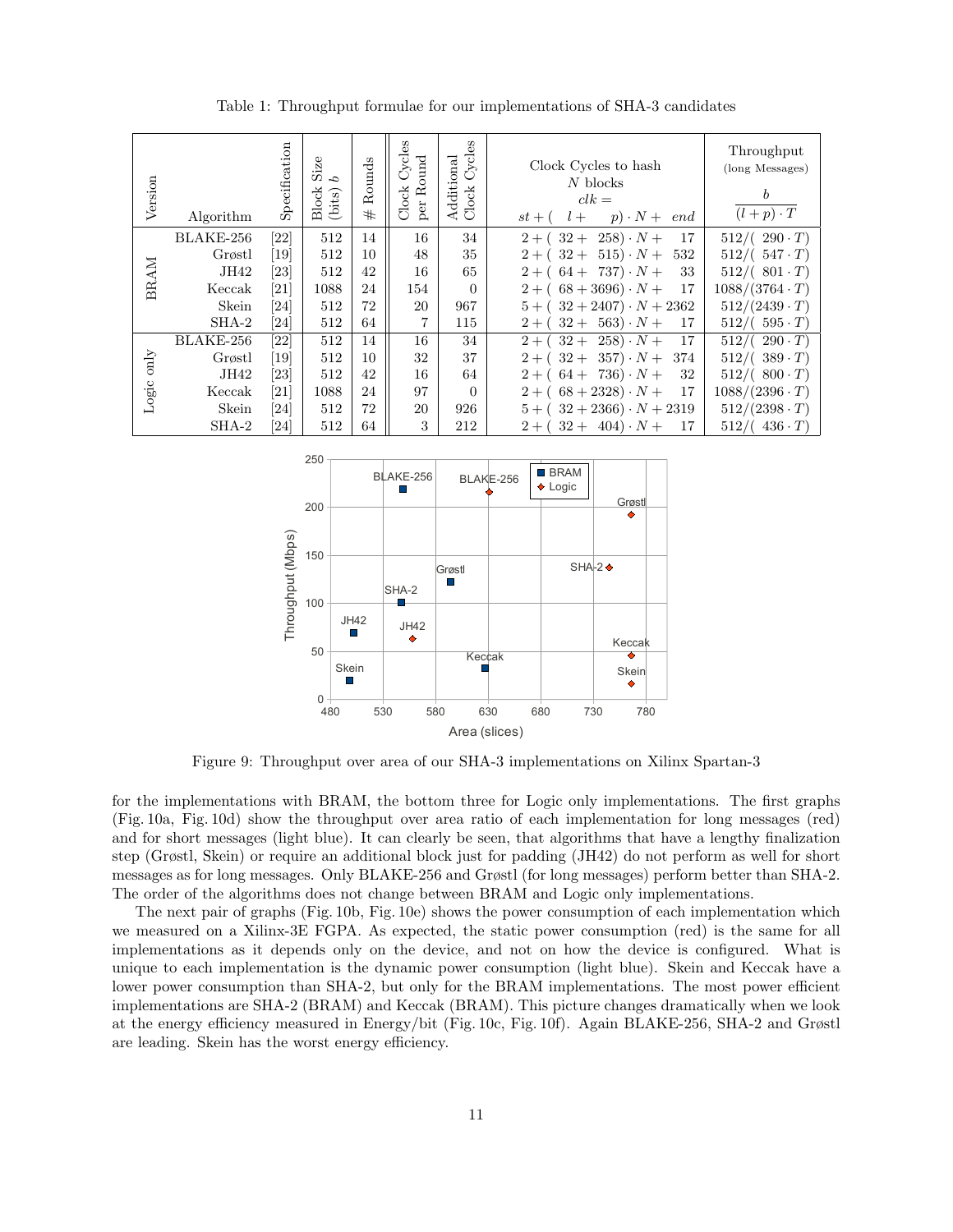Table 1: Throughput formulae for our implementations of SHA-3 candidates

| Version | Algorithm | Specification | Block Size (bits) $b$ | # Rounds | Clock Cycles per Round | Additional Clock Cycles | Clock Cycles to hash $N$ blocks $clk = st + (l + p) \cdot N + end$ | Throughput (long Messages) $\frac{b}{(l+p) \cdot T}$ |
|---|---|---|---|---|---|---|---|---|
| BRAM | BLAKE-256 | [22] | 512 | 14 | 16 | 34 | $2 + (32 + 258) \cdot N + 17$ | $512/(290 \cdot T)$ |
| | Grøstl | [19] | 512 | 10 | 48 | 35 | $2 + (32 + 515) \cdot N + 532$ | $512/(547 \cdot T)$ |
| | JH42 | [23] | 512 | 42 | 16 | 65 | $2 + (64 + 737) \cdot N + 33$ | $512/(801 \cdot T)$ |
| | Keccak | [21] | 1088 | 24 | 154 | 0 | $2 + (68 + 3696) \cdot N + 17$ | $1088/(3764 \cdot T)$ |
| | Skein | [24] | 512 | 72 | 20 | 967 | $5 + (32 + 2407) \cdot N + 2362$ | $512/(2439 \cdot T)$ |
| | SHA-2 | [24] | 512 | 64 | 7 | 115 | $2 + (32 + 563) \cdot N + 17$ | $512/(595 \cdot T)$ |
| Logic only | BLAKE-256 | [22] | 512 | 14 | 16 | 34 | $2 + (32 + 258) \cdot N + 17$ | $512/(290 \cdot T)$ |
| | Grøstl | [19] | 512 | 10 | 32 | 37 | $2 + (32 + 357) \cdot N + 374$ | $512/(389 \cdot T)$ |
| | JH42 | [23] | 512 | 42 | 16 | 64 | $2 + (64 + 736) \cdot N + 32$ | $512/(800 \cdot T)$ |
| | Keccak | [21] | 1088 | 24 | 97 | 0 | $2 + (68 + 2328) \cdot N + 17$ | $1088/(2396 \cdot T)$ |
| | Skein | [24] | 512 | 72 | 20 | 926 | $5 + (32 + 2366) \cdot N + 2319$ | $512/(2398 \cdot T)$ |
| | SHA-2 | [24] | 512 | 64 | 3 | 212 | $2 + (32 + 404) \cdot N + 17$ | $512/(436 \cdot T)$ |

Figure 9: Throughput over area of our SHA-3 implementations on Xilinx Spartan-3

for the implementations with BRAM, the bottom three for Logic only implementations. The first graphs (Fig. 10a, Fig. 10d) show the throughput over area ratio of each implementation for long messages (red) and for short messages (light blue). It can clearly be seen, that algorithms that have a lengthy finalization step (Grøstl, Skein) or require an additional block just for padding (JH42) do not perform as well for short messages as for long messages. Only BLAKE-256 and Grøstl (for long messages) perform better than SHA-2. The order of the algorithms does not change between BRAM and Logic only implementations.

The next pair of graphs (Fig. 10b, Fig. 10e) shows the power consumption of each implementation which we measured on a Xilinx-3E FGPA. As expected, the static power consumption (red) is the same for all implementations as it depends only on the device, and not on how the device is configured. What is unique to each implementation is the dynamic power consumption (light blue). Skein and Keccak have a lower power consumption than SHA-2, but only for the BRAM implementations. The most power efficient implementations are SHA-2 (BRAM) and Keccak (BRAM). This picture changes dramatically when we look at the energy efficiency measured in Energy/bit (Fig. 10c, Fig. 10f). Again BLAKE-256, SHA-2 and Grøstl are leading. Skein has the worst energy efficiency.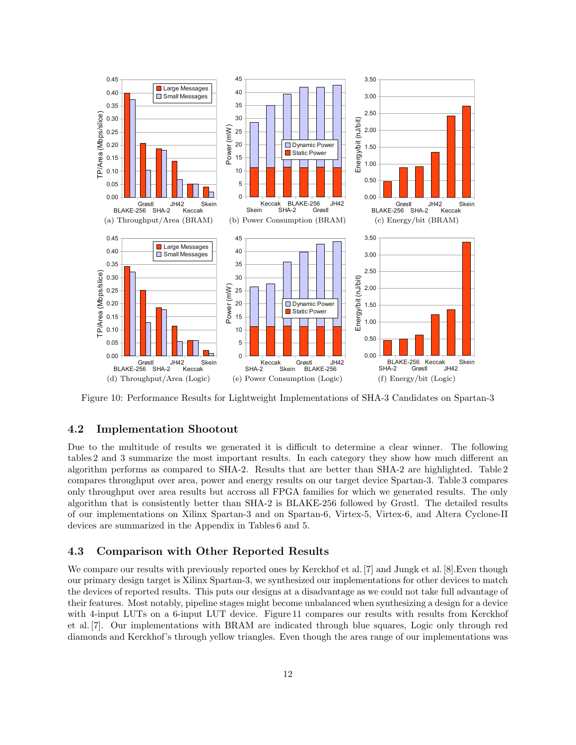Figure 10: Performance Results for Lightweight Implementations of SHA-3 Candidates on Spartan-3

(a) Throughput/Area (BRAM) (b) Power Consumption (BRAM) (c) Energy/bit (BRAM)
(d) Throughput/Area (Logic) (e) Power Consumption (Logic) (f) Energy/bit (Logic)

### 4.2 Implementation Shootout

Due to the multitude of results we generated it is difficult to determine a clear winner. The following tables 2 and 3 summarize the most important results. In each category they show how much different an algorithm performs as compared to SHA-2. Results that are better than SHA-2 are highlighted. Table 2 compares throughput over area, power and energy results on our target device Spartan-3. Table 3 compares only throughput over area results but accross all FPGA families for which we generated results. The only algorithm that is consistently better than SHA-2 is BLAKE-256 followed by Grøstl. The detailed results of our implementations on Xilinx Spartan-3 and on Spartan-6, Virtex-5, Virtex-6, and Altera Cyclone-II devices are summarized in the Appendix in Tables 6 and 5.

### 4.3 Comparison with Other Reported Results

We compare our results with previously reported ones by Kerckhof et al. [7] and Jungk et al. [8].Even though our primary design target is Xilinx Spartan-3, we synthesized our implementations for other devices to match the devices of reported results. This puts our designs at a disadvantage as we could not take full advantage of their features. Most notably, pipeline stages might become unbalanced when synthesizing a design for a device with 4-input LUTs on a 6-input LUT device. Figure 11 compares our results with results from Kerckhof et al. [7]. Our implementations with BRAM are indicated through blue squares, Logic only through red diamonds and Kerckhof's through yellow triangles. Even though the area range of our implementations was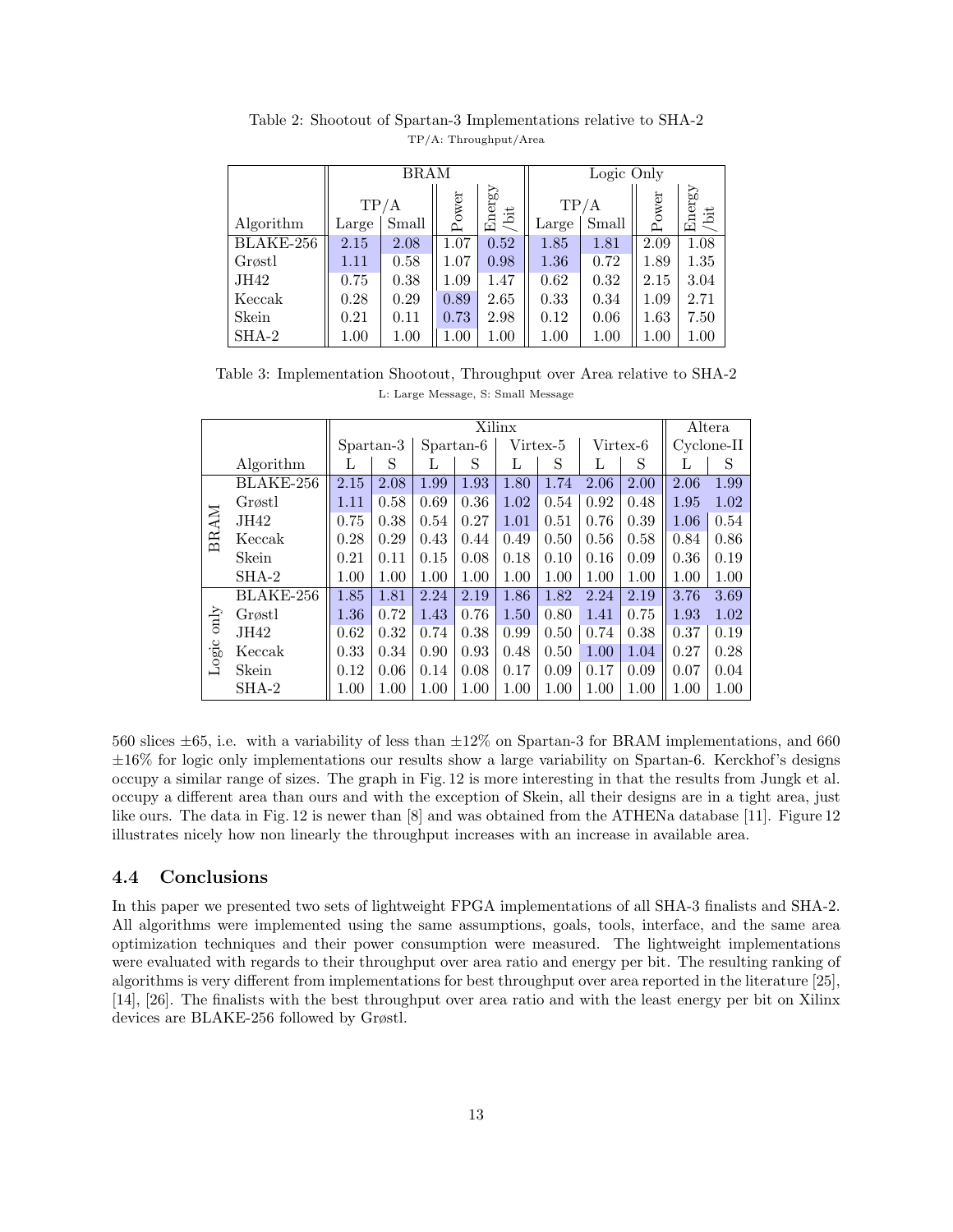Table 2: Shootout of Spartan-3 Implementations relative to SHA-2

TP/A: Throughput/Area

| | BRAM | | | | Logic Only | | | |
|---|---|---|---|---|---|---|---|---|
| | TP/A | | Power | Energy /bit | TP/A | | Power | Energy /bit |
| Algorithm | Large | Small | | | Large | Small | | |
| BLAKE-256 | 2.15 | 2.08 | 1.07 | 0.52 | 1.85 | 1.81 | 2.09 | 1.08 |
| Grøstl | 1.11 | 0.58 | 1.07 | 0.98 | 1.36 | 0.72 | 1.89 | 1.35 |
| JH42 | 0.75 | 0.38 | 1.09 | 1.47 | 0.62 | 0.32 | 2.15 | 3.04 |
| Keccak | 0.28 | 0.29 | 0.89 | 2.65 | 0.33 | 0.34 | 1.09 | 2.71 |
| Skein | 0.21 | 0.11 | 0.73 | 2.98 | 0.12 | 0.06 | 1.63 | 7.50 |
| SHA-2 | 1.00 | 1.00 | 1.00 | 1.00 | 1.00 | 1.00 | 1.00 | 1.00 |

Table 3: Implementation Shootout, Throughput over Area relative to SHA-2

L: Large Message, S: Small Message

| | | Xilinx | | | | | | | | Altera | |
|---|---|---|---|---|---|---|---|---|---|---|---|
| | | Spartan-3 | | Spartan-6 | | Virtex-5 | | Virtex-6 | | Cyclone-II | |
| | Algorithm | L | S | L | S | L | S | L | S | L | S |
| BRAM | BLAKE-256 | 2.15 | 2.08 | 1.99 | 1.93 | 1.80 | 1.74 | 2.06 | 2.00 | 2.06 | 1.99 |
| | Grøstl | 1.11 | 0.58 | 0.69 | 0.36 | 1.02 | 0.54 | 0.92 | 0.48 | 1.95 | 1.02 |
| | JH42 | 0.75 | 0.38 | 0.54 | 0.27 | 1.01 | 0.51 | 0.76 | 0.39 | 1.06 | 0.54 |
| | Keccak | 0.28 | 0.29 | 0.43 | 0.44 | 0.49 | 0.50 | 0.56 | 0.58 | 0.84 | 0.86 |
| | Skein | 0.21 | 0.11 | 0.15 | 0.08 | 0.18 | 0.10 | 0.16 | 0.09 | 0.36 | 0.19 |
| | SHA-2 | 1.00 | 1.00 | 1.00 | 1.00 | 1.00 | 1.00 | 1.00 | 1.00 | 1.00 | 1.00 |
| Logic only | BLAKE-256 | 1.85 | 1.81 | 2.24 | 2.19 | 1.86 | 1.82 | 2.24 | 2.19 | 3.76 | 3.69 |
| | Grøstl | 1.36 | 0.72 | 1.43 | 0.76 | 1.50 | 0.80 | 1.41 | 0.75 | 1.93 | 1.02 |
| | JH42 | 0.62 | 0.32 | 0.74 | 0.38 | 0.99 | 0.50 | 0.74 | 0.38 | 0.37 | 0.19 |
| | Keccak | 0.33 | 0.34 | 0.90 | 0.93 | 0.48 | 0.50 | 1.00 | 1.04 | 0.27 | 0.28 |
| | Skein | 0.12 | 0.06 | 0.14 | 0.08 | 0.17 | 0.09 | 0.17 | 0.09 | 0.07 | 0.04 |
| | SHA-2 | 1.00 | 1.00 | 1.00 | 1.00 | 1.00 | 1.00 | 1.00 | 1.00 | 1.00 | 1.00 |

560 slices ±65, i.e. with a variability of less than ±12% on Spartan-3 for BRAM implementations, and 660 ±16% for logic only implementations our results show a large variability on Spartan-6. Kerckhof's designs occupy a similar range of sizes. The graph in Fig. 12 is more interesting in that the results from Jungk et al. occupy a different area than ours and with the exception of Skein, all their designs are in a tight area, just like ours. The data in Fig. 12 is newer than [8] and was obtained from the ATHENa database [11]. Figure 12 illustrates nicely how non linearly the throughput increases with an increase in available area.

### 4.4 Conclusions

In this paper we presented two sets of lightweight FPGA implementations of all SHA-3 finalists and SHA-2. All algorithms were implemented using the same assumptions, goals, tools, interface, and the same area optimization techniques and their power consumption were measured. The lightweight implementations were evaluated with regards to their throughput over area ratio and energy per bit. The resulting ranking of algorithms is very different from implementations for best throughput over area reported in the literature [25], [14], [26]. The finalists with the best throughput over area ratio and with the least energy per bit on Xilinx devices are BLAKE-256 followed by Grøstl.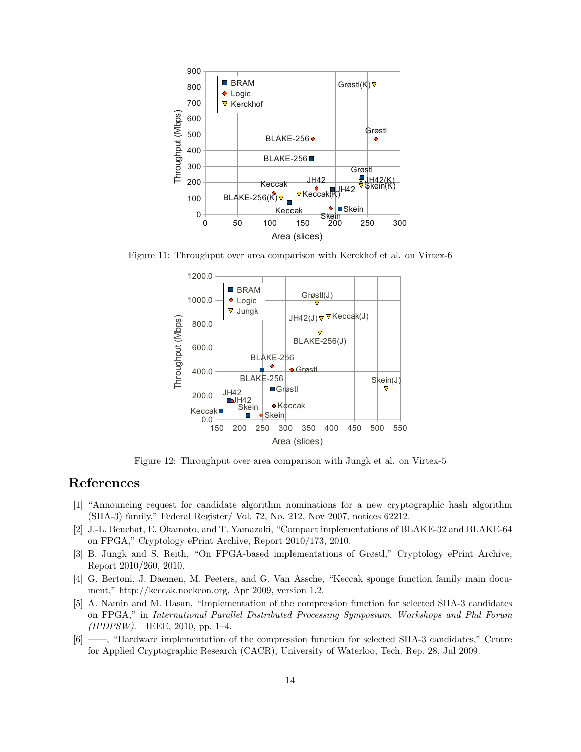Figure 11: Throughput over area comparison with Kerckhof et al. on Virtex-6

Figure 12: Throughput over area comparison with Jungk et al. on Virtex-5

# References

[1] "Announcing request for candidate algorithm nominations for a new cryptographic hash algorithm (SHA-3) family," Federal Register/ Vol. 72, No. 212, Nov 2007, notices 62212.

[2] J.-L. Beuchat, E. Okamoto, and T. Yamazaki, "Compact implementations of BLAKE-32 and BLAKE-64 on FPGA," Cryptology ePrint Archive, Report 2010/173, 2010.

[3] B. Jungk and S. Reith, "On FPGA-based implementations of Grøstl," Cryptology ePrint Archive, Report 2010/260, 2010.

[4] G. Bertoni, J. Daemen, M. Peeters, and G. Van Assche, "Keccak sponge function family main document," http://keccak.noekeon.org, Apr 2009, version 1.2.

[5] A. Namin and M. Hasan, "Implementation of the compression function for selected SHA-3 candidates on FPGA," in *International Parallel Distributed Processing Symposium, Workshops and Phd Forum (IPDPSW)*. IEEE, 2010, pp. 1–4.

[6] ——, "Hardware implementation of the compression function for selected SHA-3 candidates," Centre for Applied Cryptographic Research (CACR), University of Waterloo, Tech. Rep. 28, Jul 2009.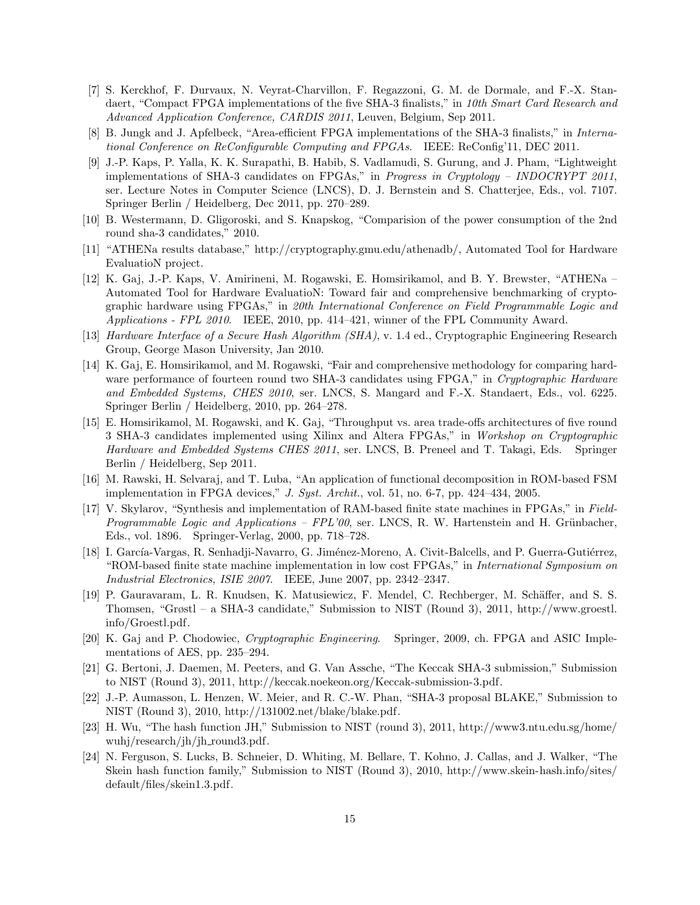[7] S. Kerckhof, F. Durvaux, N. Veyrat-Charvillon, F. Regazzoni, G. M. de Dormale, and F.-X. Standaert, "Compact FPGA implementations of the five SHA-3 finalists," in *10th Smart Card Research and Advanced Application Conference, CARDIS 2011*, Leuven, Belgium, Sep 2011.

[8] B. Jungk and J. Apfelbeck, "Area-efficient FPGA implementations of the SHA-3 finalists," in *International Conference on ReConfigurable Computing and FPGAs*. IEEE: ReConfig'11, DEC 2011.

[9] J.-P. Kaps, P. Yalla, K. K. Surapathi, B. Habib, S. Vadlamudi, S. Gurung, and J. Pham, "Lightweight implementations of SHA-3 candidates on FPGAs," in *Progress in Cryptology – INDOCRYPT 2011*, ser. Lecture Notes in Computer Science (LNCS), D. J. Bernstein and S. Chatterjee, Eds., vol. 7107. Springer Berlin / Heidelberg, Dec 2011, pp. 270–289.

[10] B. Westermann, D. Gligoroski, and S. Knapskog, "Comparision of the power consumption of the 2nd round sha-3 candidates," 2010.

[11] "ATHENa results database," http://cryptography.gmu.edu/athenadb/, Automated Tool for Hardware EvaluatioN project.

[12] K. Gaj, J.-P. Kaps, V. Amirineni, M. Rogawski, E. Homsirikamol, and B. Y. Brewster, "ATHENa – Automated Tool for Hardware EvaluatioN: Toward fair and comprehensive benchmarking of cryptographic hardware using FPGAs," in *20th International Conference on Field Programmable Logic and Applications - FPL 2010*. IEEE, 2010, pp. 414–421, winner of the FPL Community Award.

[13] *Hardware Interface of a Secure Hash Algorithm (SHA)*, v. 1.4 ed., Cryptographic Engineering Research Group, George Mason University, Jan 2010.

[14] K. Gaj, E. Homsirikamol, and M. Rogawski, "Fair and comprehensive methodology for comparing hardware performance of fourteen round two SHA-3 candidates using FPGA," in *Cryptographic Hardware and Embedded Systems, CHES 2010*, ser. LNCS, S. Mangard and F.-X. Standaert, Eds., vol. 6225. Springer Berlin / Heidelberg, 2010, pp. 264–278.

[15] E. Homsirikamol, M. Rogawski, and K. Gaj, "Throughput vs. area trade-offs architectures of five round 3 SHA-3 candidates implemented using Xilinx and Altera FPGAs," in *Workshop on Cryptographic Hardware and Embedded Systems CHES 2011*, ser. LNCS, B. Preneel and T. Takagi, Eds. Springer Berlin / Heidelberg, Sep 2011.

[16] M. Rawski, H. Selvaraj, and T. Luba, "An application of functional decomposition in ROM-based FSM implementation in FPGA devices," *J. Syst. Archit.*, vol. 51, no. 6-7, pp. 424–434, 2005.

[17] V. Skylarov, "Synthesis and implementation of RAM-based finite state machines in FPGAs," in *Field-Programmable Logic and Applications – FPL'00*, ser. LNCS, R. W. Hartenstein and H. Grünbacher, Eds., vol. 1896. Springer-Verlag, 2000, pp. 718–728.

[18] I. García-Vargas, R. Senhadji-Navarro, G. Jiménez-Moreno, A. Civit-Balcells, and P. Guerra-Gutiérrez, "ROM-based finite state machine implementation in low cost FPGAs," in *International Symposium on Industrial Electronics, ISIE 2007*. IEEE, June 2007, pp. 2342–2347.

[19] P. Gauravaram, L. R. Knudsen, K. Matusiewicz, F. Mendel, C. Rechberger, M. Schäffer, and S. S. Thomsen, "Grøstl – a SHA-3 candidate," Submission to NIST (Round 3), 2011, http://www.groestl.info/Groestl.pdf.

[20] K. Gaj and P. Chodowiec, *Cryptographic Engineering*. Springer, 2009, ch. FPGA and ASIC Implementations of AES, pp. 235–294.

[21] G. Bertoni, J. Daemen, M. Peeters, and G. Van Assche, "The Keccak SHA-3 submission," Submission to NIST (Round 3), 2011, http://keccak.noekeon.org/Keccak-submission-3.pdf.

[22] J.-P. Aumasson, L. Henzen, W. Meier, and R. C.-W. Phan, "SHA-3 proposal BLAKE," Submission to NIST (Round 3), 2010, http://131002.net/blake/blake.pdf.

[23] H. Wu, "The hash function JH," Submission to NIST (round 3), 2011, http://www3.ntu.edu.sg/home/wuhj/research/jh/jh_round3.pdf.

[24] N. Ferguson, S. Lucks, B. Schneier, D. Whiting, M. Bellare, T. Kohno, J. Callas, and J. Walker, "The Skein hash function family," Submission to NIST (Round 3), 2010, http://www.skein-hash.info/sites/default/files/skein1.3.pdf.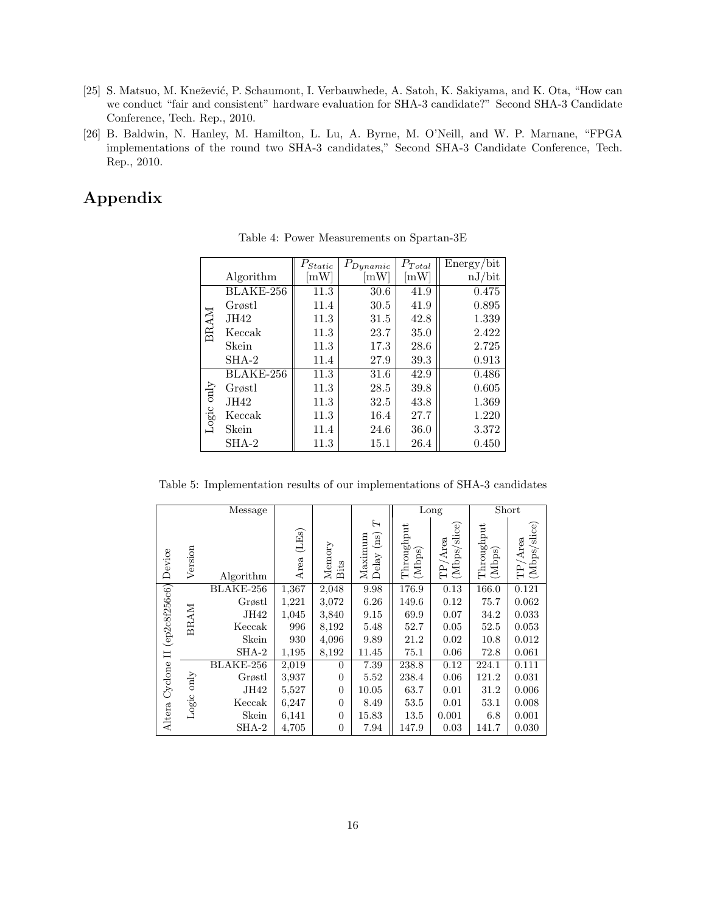[25] S. Matsuo, M. Knežević, P. Schaumont, I. Verbauwhede, A. Satoh, K. Sakiyama, and K. Ota, "How can we conduct "fair and consistent" hardware evaluation for SHA-3 candidate?" Second SHA-3 Candidate Conference, Tech. Rep., 2010.

[26] B. Baldwin, N. Hanley, M. Hamilton, L. Lu, A. Byrne, M. O'Neill, and W. P. Marnane, "FPGA implementations of the round two SHA-3 candidates," Second SHA-3 Candidate Conference, Tech. Rep., 2010.

# Appendix

Table 4: Power Measurements on Spartan-3E

| | Algorithm | $P_{Static}$ [mW] | $P_{Dynamic}$ [mW] | $P_{Total}$ [mW] | Energy/bit nJ/bit |
|---|---|---|---|---|---|
| BRAM | BLAKE-256 | 11.3 | 30.6 | 41.9 | 0.475 |
| | Grøstl | 11.4 | 30.5 | 41.9 | 0.895 |
| | JH42 | 11.3 | 31.5 | 42.8 | 1.339 |
| | Keccak | 11.3 | 23.7 | 35.0 | 2.422 |
| | Skein | 11.3 | 17.3 | 28.6 | 2.725 |
| | SHA-2 | 11.4 | 27.9 | 39.3 | 0.913 |
| Logic only | BLAKE-256 | 11.3 | 31.6 | 42.9 | 0.486 |
| | Grøstl | 11.3 | 28.5 | 39.8 | 0.605 |
| | JH42 | 11.3 | 32.5 | 43.8 | 1.369 |
| | Keccak | 11.3 | 16.4 | 27.7 | 1.220 |
| | Skein | 11.4 | 24.6 | 36.0 | 3.372 |
| | SHA-2 | 11.3 | 15.1 | 26.4 | 0.450 |

Table 5: Implementation results of our implementations of SHA-3 candidates

| Device | Version | Message / Algorithm | Area (LEs) | Memory Bits | Maximum Delay (ns) $T$ | Long Throughput (Mbps) | Long TP/Area (Mbps/slice) | Short Throughput (Mbps) | Short TP/Area (Mbps/slice) |
|---|---|---|---|---|---|---|---|---|---|
| Altera Cyclone II (ep2c8f256c6) | BRAM | BLAKE-256 | 1,367 | 2,048 | 9.98 | 176.9 | 0.13 | 166.0 | 0.121 |
| | | Grøstl | 1,221 | 3,072 | 6.26 | 149.6 | 0.12 | 75.7 | 0.062 |
| | | JH42 | 1,045 | 3,840 | 9.15 | 69.9 | 0.07 | 34.2 | 0.033 |
| | | Keccak | 996 | 8,192 | 5.48 | 52.7 | 0.05 | 52.5 | 0.053 |
| | | Skein | 930 | 4,096 | 9.89 | 21.2 | 0.02 | 10.8 | 0.012 |
| | | SHA-2 | 1,195 | 8,192 | 11.45 | 75.1 | 0.06 | 72.8 | 0.061 |
| | Logic only | BLAKE-256 | 2,019 | 0 | 7.39 | 238.8 | 0.12 | 224.1 | 0.111 |
| | | Grøstl | 3,937 | 0 | 5.52 | 238.4 | 0.06 | 121.2 | 0.031 |
| | | JH42 | 5,527 | 0 | 10.05 | 63.7 | 0.01 | 31.2 | 0.006 |
| | | Keccak | 6,247 | 0 | 8.49 | 53.5 | 0.01 | 53.1 | 0.008 |
| | | Skein | 6,141 | 0 | 15.83 | 13.5 | 0.001 | 6.8 | 0.001 |
| | | SHA-2 | 4,705 | 0 | 7.94 | 147.9 | 0.03 | 141.7 | 0.030 |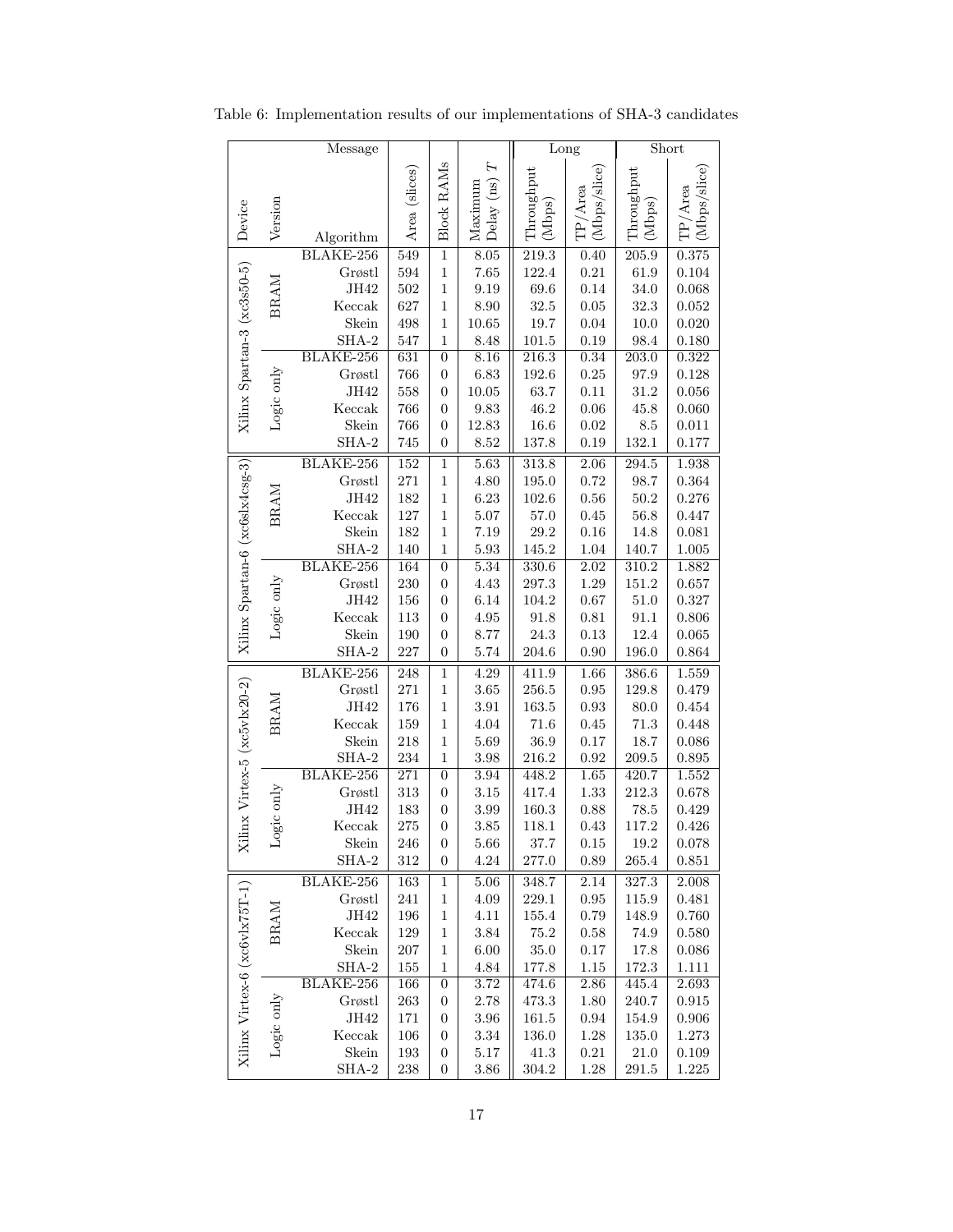Table 6: Implementation results of our implementations of SHA-3 candidates

| Device | Version | Algorithm | Area (slices) | Block RAMs | Maximum Delay (ns) $T$ | Long Throughput (Mbps) | Long TP/Area (Mbps/slice) | Short Throughput (Mbps) | Short TP/Area (Mbps/slice) |
|---|---|---|---|---|---|---|---|---|---|
| Xilinx Spartan-3 (xc3s50-5) | BRAM | BLAKE-256 | 549 | 1 | 8.05 | 219.3 | 0.40 | 205.9 | 0.375 |
| | | Grøstl | 594 | 1 | 7.65 | 122.4 | 0.21 | 61.9 | 0.104 |
| | | JH42 | 502 | 1 | 9.19 | 69.6 | 0.14 | 34.0 | 0.068 |
| | | Keccak | 627 | 1 | 8.90 | 32.5 | 0.05 | 32.3 | 0.052 |
| | | Skein | 498 | 1 | 10.65 | 19.7 | 0.04 | 10.0 | 0.020 |
| | | SHA-2 | 547 | 1 | 8.48 | 101.5 | 0.19 | 98.4 | 0.180 |
| | Logic only | BLAKE-256 | 631 | 0 | 8.16 | 216.3 | 0.34 | 203.0 | 0.322 |
| | | Grøstl | 766 | 0 | 6.83 | 192.6 | 0.25 | 97.9 | 0.128 |
| | | JH42 | 558 | 0 | 10.05 | 63.7 | 0.11 | 31.2 | 0.056 |
| | | Keccak | 766 | 0 | 9.83 | 46.2 | 0.06 | 45.8 | 0.060 |
| | | Skein | 766 | 0 | 12.83 | 16.6 | 0.02 | 8.5 | 0.011 |
| | | SHA-2 | 745 | 0 | 8.52 | 137.8 | 0.19 | 132.1 | 0.177 |
| Xilinx Spartan-6 (xc6slx4csg-3) | BRAM | BLAKE-256 | 152 | 1 | 5.63 | 313.8 | 2.06 | 294.5 | 1.938 |
| | | Grøstl | 271 | 1 | 4.80 | 195.0 | 0.72 | 98.7 | 0.364 |
| | | JH42 | 182 | 1 | 6.23 | 102.6 | 0.56 | 50.2 | 0.276 |
| | | Keccak | 127 | 1 | 5.07 | 57.0 | 0.45 | 56.8 | 0.447 |
| | | Skein | 182 | 1 | 7.19 | 29.2 | 0.16 | 14.8 | 0.081 |
| | | SHA-2 | 140 | 1 | 5.93 | 145.2 | 1.04 | 140.7 | 1.005 |
| | Logic only | BLAKE-256 | 164 | 0 | 5.34 | 330.6 | 2.02 | 310.2 | 1.882 |
| | | Grøstl | 230 | 0 | 4.43 | 297.3 | 1.29 | 151.2 | 0.657 |
| | | JH42 | 156 | 0 | 6.14 | 104.2 | 0.67 | 51.0 | 0.327 |
| | | Keccak | 113 | 0 | 4.95 | 91.8 | 0.81 | 91.1 | 0.806 |
| | | Skein | 190 | 0 | 8.77 | 24.3 | 0.13 | 12.4 | 0.065 |
| | | SHA-2 | 227 | 0 | 5.74 | 204.6 | 0.90 | 196.0 | 0.864 |
| Xilinx Virtex-5 (xc5vlx20-2) | BRAM | BLAKE-256 | 248 | 1 | 4.29 | 411.9 | 1.66 | 386.6 | 1.559 |
| | | Grøstl | 271 | 1 | 3.65 | 256.5 | 0.95 | 129.8 | 0.479 |
| | | JH42 | 176 | 1 | 3.91 | 163.5 | 0.93 | 80.0 | 0.454 |
| | | Keccak | 159 | 1 | 4.04 | 71.6 | 0.45 | 71.3 | 0.448 |
| | | Skein | 218 | 1 | 5.69 | 36.9 | 0.17 | 18.7 | 0.086 |
| | | SHA-2 | 234 | 1 | 3.98 | 216.2 | 0.92 | 209.5 | 0.895 |
| | Logic only | BLAKE-256 | 271 | 0 | 3.94 | 448.2 | 1.65 | 420.7 | 1.552 |
| | | Grøstl | 313 | 0 | 3.15 | 417.4 | 1.33 | 212.3 | 0.678 |
| | | JH42 | 183 | 0 | 3.99 | 160.3 | 0.88 | 78.5 | 0.429 |
| | | Keccak | 275 | 0 | 3.85 | 118.1 | 0.43 | 117.2 | 0.426 |
| | | Skein | 246 | 0 | 5.66 | 37.7 | 0.15 | 19.2 | 0.078 |
| | | SHA-2 | 312 | 0 | 4.24 | 277.0 | 0.89 | 265.4 | 0.851 |
| Xilinx Virtex-6 (xc6vlx75T-1) | BRAM | BLAKE-256 | 163 | 1 | 5.06 | 348.7 | 2.14 | 327.3 | 2.008 |
| | | Grøstl | 241 | 1 | 4.09 | 229.1 | 0.95 | 115.9 | 0.481 |
| | | JH42 | 196 | 1 | 4.11 | 155.4 | 0.79 | 148.9 | 0.760 |
| | | Keccak | 129 | 1 | 3.84 | 75.2 | 0.58 | 74.9 | 0.580 |
| | | Skein | 207 | 1 | 6.00 | 35.0 | 0.17 | 17.8 | 0.086 |
| | | SHA-2 | 155 | 1 | 4.84 | 177.8 | 1.15 | 172.3 | 1.111 |
| | Logic only | BLAKE-256 | 166 | 0 | 3.72 | 474.6 | 2.86 | 445.4 | 2.693 |
| | | Grøstl | 263 | 0 | 2.78 | 473.3 | 1.80 | 240.7 | 0.915 |
| | | JH42 | 171 | 0 | 3.96 | 161.5 | 0.94 | 154.9 | 0.906 |
| | | Keccak | 106 | 0 | 3.34 | 136.0 | 1.28 | 135.0 | 1.273 |
| | | Skein | 193 | 0 | 5.17 | 41.3 | 0.21 | 21.0 | 0.109 |
| | | SHA-2 | 238 | 0 | 3.86 | 304.2 | 1.28 | 291.5 | 1.225 |